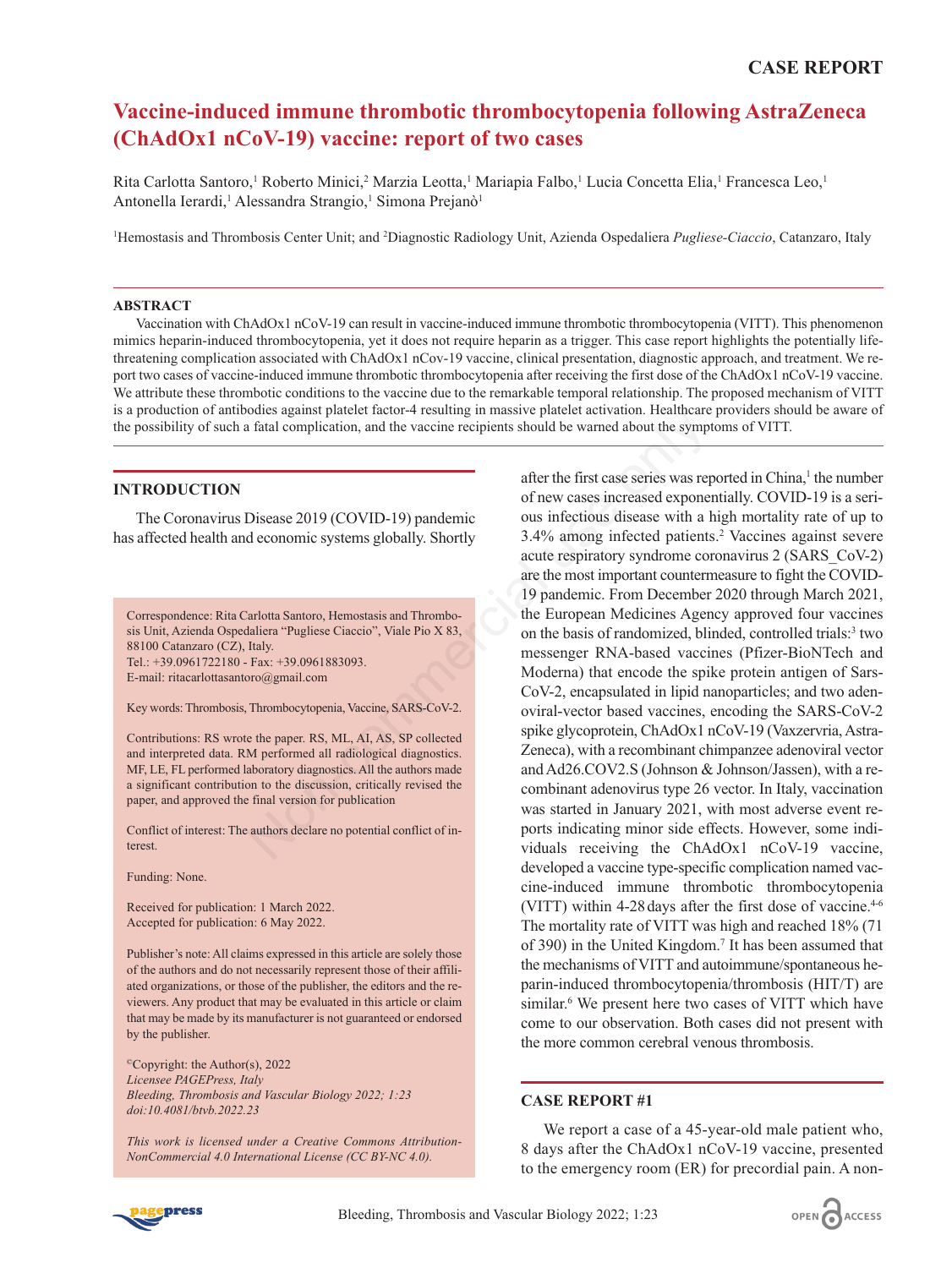CASE REPORT

# Vaccine-induced immune thrombotic thrombocytopenia following AstraZeneca (ChAdOx1 nCoV-19) vaccine: report of two cases

Rita Carlotta Santoro,[1] Roberto Minici,[2] Marzia Leotta,[1] Mariapia Falbo,[1] Lucia Concetta Elia,[1] Francesca Leo,[1] Antonella Ierardi,[1] Alessandra Strangio,[1] Simona Prejanò[1]

[1]Hemostasis and Thrombosis Center Unit; and [2]Diagnostic Radiology Unit, Azienda Ospedaliera *Pugliese-Ciaccio*, Catanzaro, Italy

## ABSTRACT

Vaccination with ChAdOx1 nCoV-19 can result in vaccine-induced immune thrombotic thrombocytopenia (VITT). This phenomenon mimics heparin-induced thrombocytopenia, yet it does not require heparin as a trigger. This case report highlights the potentially life-threatening complication associated with ChAdOx1 nCov-19 vaccine, clinical presentation, diagnostic approach, and treatment. We report two cases of vaccine-induced immune thrombotic thrombocytopenia after receiving the first dose of the ChAdOx1 nCoV-19 vaccine. We attribute these thrombotic conditions to the vaccine due to the remarkable temporal relationship. The proposed mechanism of VITT is a production of antibodies against platelet factor-4 resulting in massive platelet activation. Healthcare providers should be aware of the possibility of such a fatal complication, and the vaccine recipients should be warned about the symptoms of VITT.

## INTRODUCTION

The Coronavirus Disease 2019 (COVID-19) pandemic has affected health and economic systems globally. Shortly after the first case series was reported in China,[1] the number of new cases increased exponentially. COVID-19 is a serious infectious disease with a high mortality rate of up to 3.4% among infected patients.[2] Vaccines against severe acute respiratory syndrome coronavirus 2 (SARS_CoV-2) are the most important countermeasure to fight the COVID-19 pandemic. From December 2020 through March 2021, the European Medicines Agency approved four vaccines on the basis of randomized, blinded, controlled trials:[3] two messenger RNA-based vaccines (Pfizer-BioNTech and Moderna) that encode the spike protein antigen of Sars-CoV-2, encapsulated in lipid nanoparticles; and two adenoviral-vector based vaccines, encoding the SARS-CoV-2 spike glycoprotein, ChAdOx1 nCoV-19 (Vaxzervria, AstraZeneca), with a recombinant chimpanzee adenoviral vector and Ad26.COV2.S (Johnson & Johnson/Jassen), with a recombinant adenovirus type 26 vector. In Italy, vaccination was started in January 2021, with most adverse event reports indicating minor side effects. However, some individuals receiving the ChAdOx1 nCoV-19 vaccine, developed a vaccine type-specific complication named vaccine-induced immune thrombotic thrombocytopenia (VITT) within 4-28 days after the first dose of vaccine.[4-6] The mortality rate of VITT was high and reached 18% (71 of 390) in the United Kingdom.[7] It has been assumed that the mechanisms of VITT and autoimmune/spontaneous heparin-induced thrombocytopenia/thrombosis (HIT/T) are similar.[6] We present here two cases of VITT which have come to our observation. Both cases did not present with the more common cerebral venous thrombosis.

## CASE REPORT #1

We report a case of a 45-year-old male patient who, 8 days after the ChAdOx1 nCoV-19 vaccine, presented to the emergency room (ER) for precordial pain. A non-

---

Correspondence: Rita Carlotta Santoro, Hemostasis and Thrombosis Unit, Azienda Ospedaliera "Pugliese Ciaccio", Viale Pio X 83, 88100 Catanzaro (CZ), Italy.
Tel.: +39.0961722180 - Fax: +39.0961883093.
E-mail: ritacarlottasantoro@gmail.com

Key words: Thrombosis, Thrombocytopenia, Vaccine, SARS-CoV-2.

Contributions: RS wrote the paper. RS, ML, AI, AS, SP collected and interpreted data. RM performed all radiological diagnostics. MF, LE, FL performed laboratory diagnostics. All the authors made a significant contribution to the discussion, critically revised the paper, and approved the final version for publication

Conflict of interest: The authors declare no potential conflict of interest.

Funding: None.

Received for publication: 1 March 2022.
Accepted for publication: 6 May 2022.

Publisher's note: All claims expressed in this article are solely those of the authors and do not necessarily represent those of their affiliated organizations, or those of the publisher, the editors and the reviewers. Any product that may be evaluated in this article or claim that may be made by its manufacturer is not guaranteed or endorsed by the publisher.

©Copyright: the Author(s), 2022
*Licensee PAGEPress, Italy*
*Bleeding, Thrombosis and Vascular Biology 2022; 1:23*
*doi:10.4081/btvb.2022.23*

*This work is licensed under a Creative Commons Attribution-NonCommercial 4.0 International License (CC BY-NC 4.0).*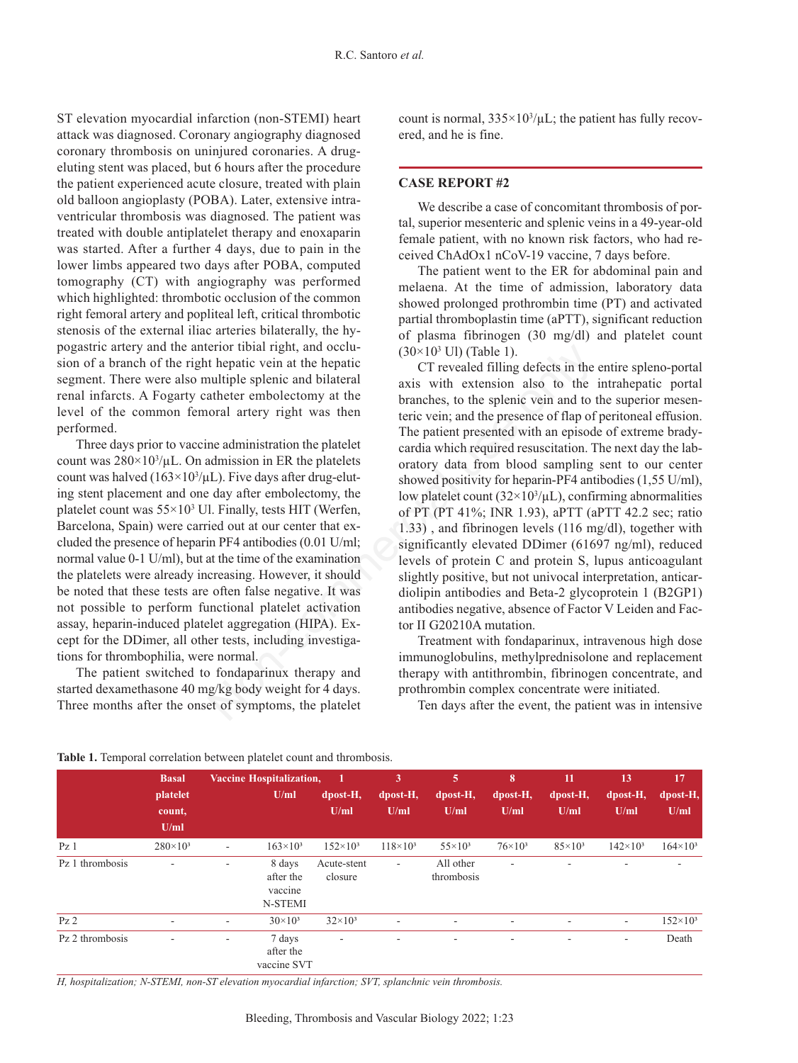ST elevation myocardial infarction (non-STEMI) heart attack was diagnosed. Coronary angiography diagnosed coronary thrombosis on uninjured coronaries. A drug-eluting stent was placed, but 6 hours after the procedure the patient experienced acute closure, treated with plain old balloon angioplasty (POBA). Later, extensive intraventricular thrombosis was diagnosed. The patient was treated with double antiplatelet therapy and enoxaparin was started. After a further 4 days, due to pain in the lower limbs appeared two days after POBA, computed tomography (CT) with angiography was performed which highlighted: thrombotic occlusion of the common right femoral artery and popliteal left, critical thrombotic stenosis of the external iliac arteries bilaterally, the hypogastric artery and the anterior tibial right, and occlusion of a branch of the right hepatic vein at the hepatic segment. There were also multiple splenic and bilateral renal infarcts. A Fogarty catheter embolectomy at the level of the common femoral artery right was then performed.

Three days prior to vaccine administration the platelet count was $280 \times 10^3/\mu L$. On admission in ER the platelets count was halved ($163 \times 10^3/\mu L$). Five days after drug-eluting stent placement and one day after embolectomy, the platelet count was $55 \times 10^3$ Ul. Finally, tests HIT (Werfen, Barcelona, Spain) were carried out at our center that excluded the presence of heparin PF4 antibodies (0.01 U/ml; normal value 0-1 U/ml), but at the time of the examination the platelets were already increasing. However, it should be noted that these tests are often false negative. It was not possible to perform functional platelet activation assay, heparin-induced platelet aggregation (HIPA). Except for the DDimer, all other tests, including investigations for thrombophilia, were normal.

The patient switched to fondaparinux therapy and started dexamethasone 40 mg/kg body weight for 4 days. Three months after the onset of symptoms, the platelet count is normal, $335 \times 10^3/\mu L$; the patient has fully recovered, and he is fine.

## CASE REPORT #2

We describe a case of concomitant thrombosis of portal, superior mesenteric and splenic veins in a 49-year-old female patient, with no known risk factors, who had received ChAdOx1 nCoV-19 vaccine, 7 days before.

The patient went to the ER for abdominal pain and melaena. At the time of admission, laboratory data showed prolonged prothrombin time (PT) and activated partial thromboplastin time (aPTT), significant reduction of plasma fibrinogen (30 mg/dl) and platelet count ($30 \times 10^3$ Ul) (Table 1).

CT revealed filling defects in the entire spleno-portal axis with extension also to the intrahepatic portal branches, to the splenic vein and to the superior mesenteric vein; and the presence of flap of peritoneal effusion. The patient presented with an episode of extreme bradycardia which required resuscitation. The next day the laboratory data from blood sampling sent to our center showed positivity for heparin-PF4 antibodies (1,55 U/ml), low platelet count ($32 \times 10^3/\mu L$), confirming abnormalities of PT (PT 41%; INR 1.93), aPTT (aPTT 42.2 sec; ratio 1.33) , and fibrinogen levels (116 mg/dl), together with significantly elevated DDimer (61697 ng/ml), reduced levels of protein C and protein S, lupus anticoagulant slightly positive, but not univocal interpretation, anticardiolipin antibodies and Beta-2 glycoprotein 1 (B2GP1) antibodies negative, absence of Factor V Leiden and Factor II G20210A mutation.

Treatment with fondaparinux, intravenous high dose immunoglobulins, methylprednisolone and replacement therapy with antithrombin, fibrinogen concentrate, and prothrombin complex concentrate were initiated.

Ten days after the event, the patient was in intensive

**Table 1.** Temporal correlation between platelet count and thrombosis.

| | Basal platelet count, U/ml | Vaccine | Hospitalization, U/ml | 1 dpost-H, U/ml | 3 dpost-H, U/ml | 5 dpost-H, U/ml | 8 dpost-H, U/ml | 11 dpost-H, U/ml | 13 dpost-H, U/ml | 17 dpost-H, U/ml |
|---|---|---|---|---|---|---|---|---|---|---|
| Pz 1 | $280 \times 10^3$ | - | $163 \times 10^3$ | $152 \times 10^3$ | $118 \times 10^3$ | $55 \times 10^3$ | $76 \times 10^3$ | $85 \times 10^3$ | $142 \times 10^3$ | $164 \times 10^3$ |
| Pz 1 thrombosis | - | - | 8 days after the vaccine N-STEMI | Acute-stent closure | - | All other thrombosis | - | - | - | - |
| Pz 2 | - | - | $30 \times 10^3$ | $32 \times 10^3$ | - | - | - | - | - | $152 \times 10^3$ |
| Pz 2 thrombosis | - | - | 7 days after the vaccine SVT | - | - | - | - | - | - | Death |

*H, hospitalization; N-STEMI, non-ST elevation myocardial infarction; SVT, splanchnic vein thrombosis.*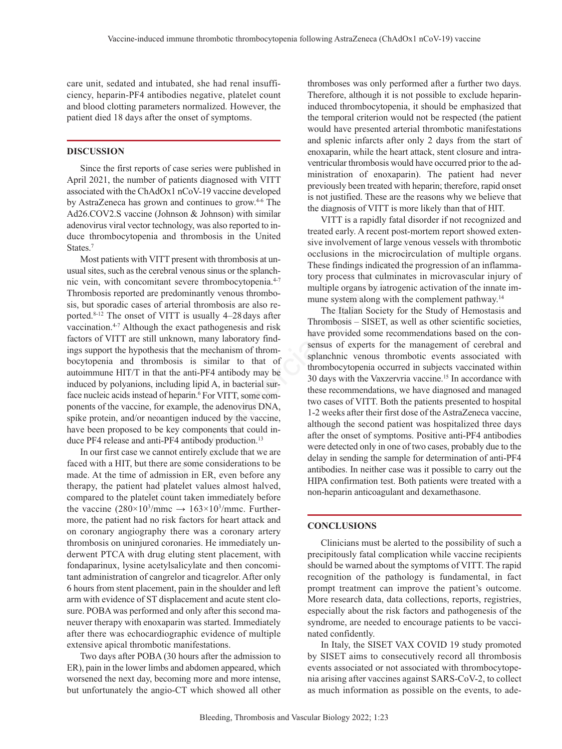care unit, sedated and intubated, she had renal insufficiency, heparin-PF4 antibodies negative, platelet count and blood clotting parameters normalized. However, the patient died 18 days after the onset of symptoms.

## DISCUSSION

Since the first reports of case series were published in April 2021, the number of patients diagnosed with VITT associated with the ChAdOx1 nCoV-19 vaccine developed by AstraZeneca has grown and continues to grow.[4-6] The Ad26.COV2.S vaccine (Johnson & Johnson) with similar adenovirus viral vector technology, was also reported to induce thrombocytopenia and thrombosis in the United States.[7]

Most patients with VITT present with thrombosis at unusual sites, such as the cerebral venous sinus or the splanchnic vein, with concomitant severe thrombocytopenia.[4-7] Thrombosis reported are predominantly venous thrombosis, but sporadic cases of arterial thrombosis are also reported.[8-12] The onset of VITT is usually 4–28 days after vaccination.[4-7] Although the exact pathogenesis and risk factors of VITT are still unknown, many laboratory findings support the hypothesis that the mechanism of thrombocytopenia and thrombosis is similar to that of autoimmune HIT/T in that the anti-PF4 antibody may be induced by polyanions, including lipid A, in bacterial surface nucleic acids instead of heparin.[6] For VITT, some components of the vaccine, for example, the adenovirus DNA, spike protein, and/or neoantigen induced by the vaccine, have been proposed to be key components that could induce PF4 release and anti-PF4 antibody production.[13]

In our first case we cannot entirely exclude that we are faced with a HIT, but there are some considerations to be made. At the time of admission in ER, even before any therapy, the patient had platelet values almost halved, compared to the platelet count taken immediately before the vaccine ($280\times10^3$/mmc → $163\times10^3$/mmc. Furthermore, the patient had no risk factors for heart attack and on coronary angiography there was a coronary artery thrombosis on uninjured coronaries. He immediately underwent PTCA with drug eluting stent placement, with fondaparinux, lysine acetylsalicylate and then concomitant administration of cangrelor and ticagrelor. After only 6 hours from stent placement, pain in the shoulder and left arm with evidence of ST displacement and acute stent closure. POBA was performed and only after this second maneuver therapy with enoxaparin was started. Immediately after there was echocardiographic evidence of multiple extensive apical thrombotic manifestations.

Two days after POBA (30 hours after the admission to ER), pain in the lower limbs and abdomen appeared, which worsened the next day, becoming more and more intense, but unfortunately the angio-CT which showed all other thromboses was only performed after a further two days. Therefore, although it is not possible to exclude heparin-induced thrombocytopenia, it should be emphasized that the temporal criterion would not be respected (the patient would have presented arterial thrombotic manifestations and splenic infarcts after only 2 days from the start of enoxaparin, while the heart attack, stent closure and intraventricular thrombosis would have occurred prior to the administration of enoxaparin). The patient had never previously been treated with heparin; therefore, rapid onset is not justified. These are the reasons why we believe that the diagnosis of VITT is more likely than that of HIT.

VITT is a rapidly fatal disorder if not recognized and treated early. A recent post-mortem report showed extensive involvement of large venous vessels with thrombotic occlusions in the microcirculation of multiple organs. These findings indicated the progression of an inflammatory process that culminates in microvascular injury of multiple organs by iatrogenic activation of the innate immune system along with the complement pathway.[14]

The Italian Society for the Study of Hemostasis and Thrombosis – SISET, as well as other scientific societies, have provided some recommendations based on the consensus of experts for the management of cerebral and splanchnic venous thrombotic events associated with thrombocytopenia occurred in subjects vaccinated within 30 days with the Vaxzervria vaccine.[15] In accordance with these recommendations, we have diagnosed and managed two cases of VITT. Both the patients presented to hospital 1-2 weeks after their first dose of the AstraZeneca vaccine, although the second patient was hospitalized three days after the onset of symptoms. Positive anti-PF4 antibodies were detected only in one of two cases, probably due to the delay in sending the sample for determination of anti-PF4 antibodies. In neither case was it possible to carry out the HIPA confirmation test. Both patients were treated with a non-heparin anticoagulant and dexamethasone.

## CONCLUSIONS

Clinicians must be alerted to the possibility of such a precipitously fatal complication while vaccine recipients should be warned about the symptoms of VITT. The rapid recognition of the pathology is fundamental, in fact prompt treatment can improve the patient's outcome. More research data, data collections, reports, registries, especially about the risk factors and pathogenesis of the syndrome, are needed to encourage patients to be vaccinated confidently.

In Italy, the SISET VAX COVID 19 study promoted by SISET aims to consecutively record all thrombosis events associated or not associated with thrombocytopenia arising after vaccines against SARS-CoV-2, to collect as much information as possible on the events, to ade-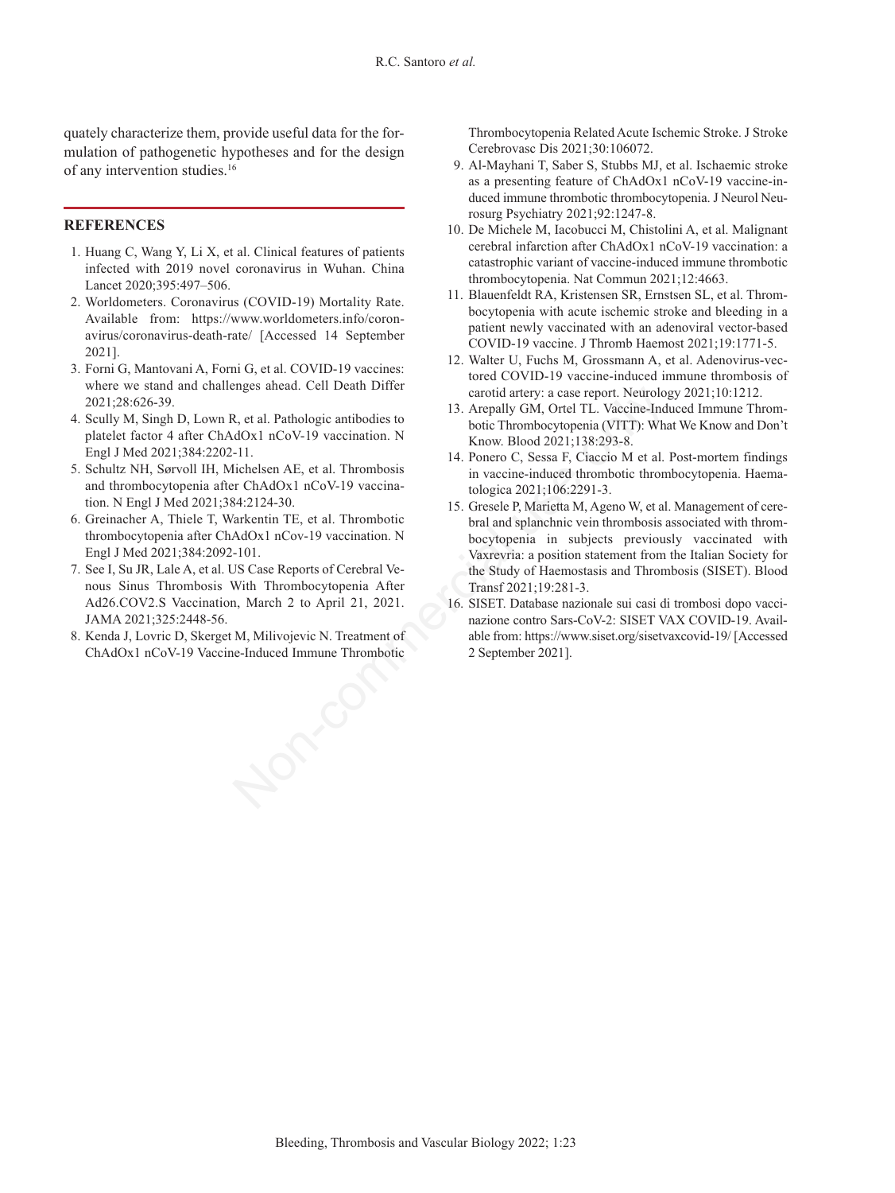quately characterize them, provide useful data for the formulation of pathogenetic hypotheses and for the design of any intervention studies.[16]

## REFERENCES

1. Huang C, Wang Y, Li X, et al. Clinical features of patients infected with 2019 novel coronavirus in Wuhan. China Lancet 2020;395:497–506.
2. Worldometers. Coronavirus (COVID-19) Mortality Rate. Available from: https://www.worldometers.info/coronavirus/coronavirus-death-rate/ [Accessed 14 September 2021].
3. Forni G, Mantovani A, Forni G, et al. COVID-19 vaccines: where we stand and challenges ahead. Cell Death Differ 2021;28:626-39.
4. Scully M, Singh D, Lown R, et al. Pathologic antibodies to platelet factor 4 after ChAdOx1 nCoV-19 vaccination. N Engl J Med 2021;384:2202-11.
5. Schultz NH, Sørvoll IH, Michelsen AE, et al. Thrombosis and thrombocytopenia after ChAdOx1 nCoV-19 vaccination. N Engl J Med 2021;384:2124-30.
6. Greinacher A, Thiele T, Warkentin TE, et al. Thrombotic thrombocytopenia after ChAdOx1 nCov-19 vaccination. N Engl J Med 2021;384:2092-101.
7. See I, Su JR, Lale A, et al. US Case Reports of Cerebral Venous Sinus Thrombosis With Thrombocytopenia After Ad26.COV2.S Vaccination, March 2 to April 21, 2021. JAMA 2021;325:2448-56.
8. Kenda J, Lovric D, Skerget M, Milivojevic N. Treatment of ChAdOx1 nCoV-19 Vaccine-Induced Immune Thrombotic Thrombocytopenia Related Acute Ischemic Stroke. J Stroke Cerebrovasc Dis 2021;30:106072.
9. Al-Mayhani T, Saber S, Stubbs MJ, et al. Ischaemic stroke as a presenting feature of ChAdOx1 nCoV-19 vaccine-induced immune thrombotic thrombocytopenia. J Neurol Neurosurg Psychiatry 2021;92:1247-8.
10. De Michele M, Iacobucci M, Chistolini A, et al. Malignant cerebral infarction after ChAdOx1 nCoV-19 vaccination: a catastrophic variant of vaccine-induced immune thrombotic thrombocytopenia. Nat Commun 2021;12:4663.
11. Blauenfeldt RA, Kristensen SR, Ernstsen SL, et al. Thrombocytopenia with acute ischemic stroke and bleeding in a patient newly vaccinated with an adenoviral vector-based COVID-19 vaccine. J Thromb Haemost 2021;19:1771-5.
12. Walter U, Fuchs M, Grossmann A, et al. Adenovirus-vectored COVID-19 vaccine-induced immune thrombosis of carotid artery: a case report. Neurology 2021;10:1212.
13. Arepally GM, Ortel TL. Vaccine-Induced Immune Thrombotic Thrombocytopenia (VITT): What We Know and Don't Know. Blood 2021;138:293-8.
14. Ponero C, Sessa F, Ciaccio M et al. Post-mortem findings in vaccine-induced thrombotic thrombocytopenia. Haematologica 2021;106:2291-3.
15. Gresele P, Marietta M, Ageno W, et al. Management of cerebral and splanchnic vein thrombosis associated with thrombocytopenia in subjects previously vaccinated with Vaxzevria: a position statement from the Italian Society for the Study of Haemostasis and Thrombosis (SISET). Blood Transf 2021;19:281-3.
16. SISET. Database nazionale sui casi di trombosi dopo vaccinazione contro Sars-CoV-2: SISET VAX COVID-19. Available from: https://www.siset.org/sisetvaxcovid-19/ [Accessed 2 September 2021].